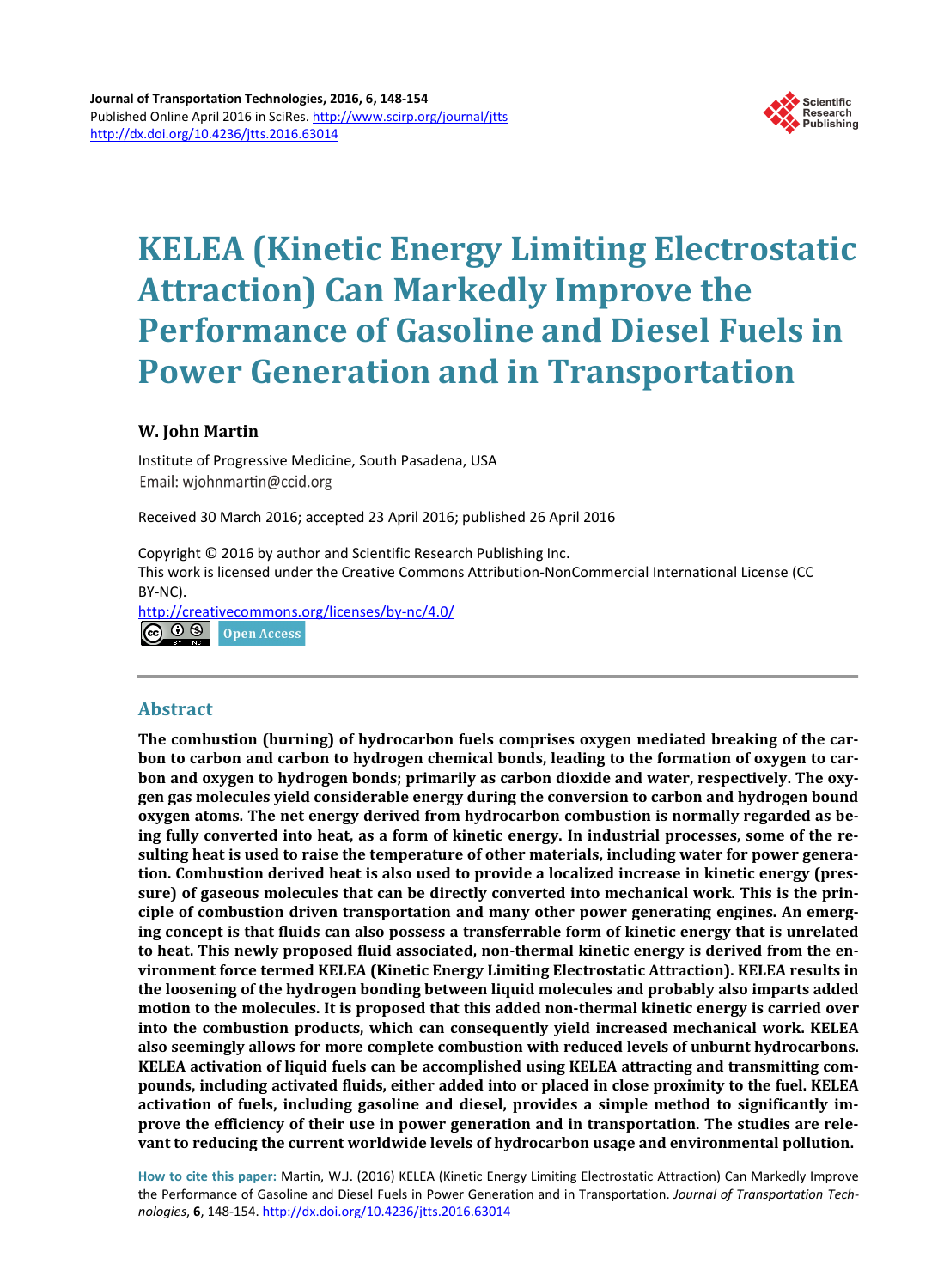# KELEA (Kinetic Energy Limiting Electrostatic Attraction) Can Markedly Improve the Performance of Gasoline and Diesel Fuels in Power Generation and in Transportation

**W. John Martin**

Institute of Progressive Medicine, South Pasadena, USA
Email: wjohnmartin@ccid.org

Received 30 March 2016; accepted 23 April 2016; published 26 April 2016

Copyright © 2016 by author and Scientific Research Publishing Inc.
This work is licensed under the Creative Commons Attribution-NonCommercial International License (CC BY-NC).
http://creativecommons.org/licenses/by-nc/4.0/

Open Access

## Abstract

**The combustion (burning) of hydrocarbon fuels comprises oxygen mediated breaking of the carbon to carbon and carbon to hydrogen chemical bonds, leading to the formation of oxygen to carbon and oxygen to hydrogen bonds; primarily as carbon dioxide and water, respectively. The oxygen gas molecules yield considerable energy during the conversion to carbon and hydrogen bound oxygen atoms. The net energy derived from hydrocarbon combustion is normally regarded as being fully converted into heat, as a form of kinetic energy. In industrial processes, some of the resulting heat is used to raise the temperature of other materials, including water for power generation. Combustion derived heat is also used to provide a localized increase in kinetic energy (pressure) of gaseous molecules that can be directly converted into mechanical work. This is the principle of combustion driven transportation and many other power generating engines. An emerging concept is that fluids can also possess a transferrable form of kinetic energy that is unrelated to heat. This newly proposed fluid associated, non-thermal kinetic energy is derived from the environment force termed KELEA (Kinetic Energy Limiting Electrostatic Attraction). KELEA results in the loosening of the hydrogen bonding between liquid molecules and probably also imparts added motion to the molecules. It is proposed that this added non-thermal kinetic energy is carried over into the combustion products, which can consequently yield increased mechanical work. KELEA also seemingly allows for more complete combustion with reduced levels of unburnt hydrocarbons. KELEA activation of liquid fuels can be accomplished using KELEA attracting and transmitting compounds, including activated fluids, either added into or placed in close proximity to the fuel. KELEA activation of fuels, including gasoline and diesel, provides a simple method to significantly improve the efficiency of their use in power generation and in transportation. The studies are relevant to reducing the current worldwide levels of hydrocarbon usage and environmental pollution.**

**How to cite this paper:** Martin, W.J. (2016) KELEA (Kinetic Energy Limiting Electrostatic Attraction) Can Markedly Improve the Performance of Gasoline and Diesel Fuels in Power Generation and in Transportation. *Journal of Transportation Technologies*, **6**, 148-154. http://dx.doi.org/10.4236/jtts.2016.63014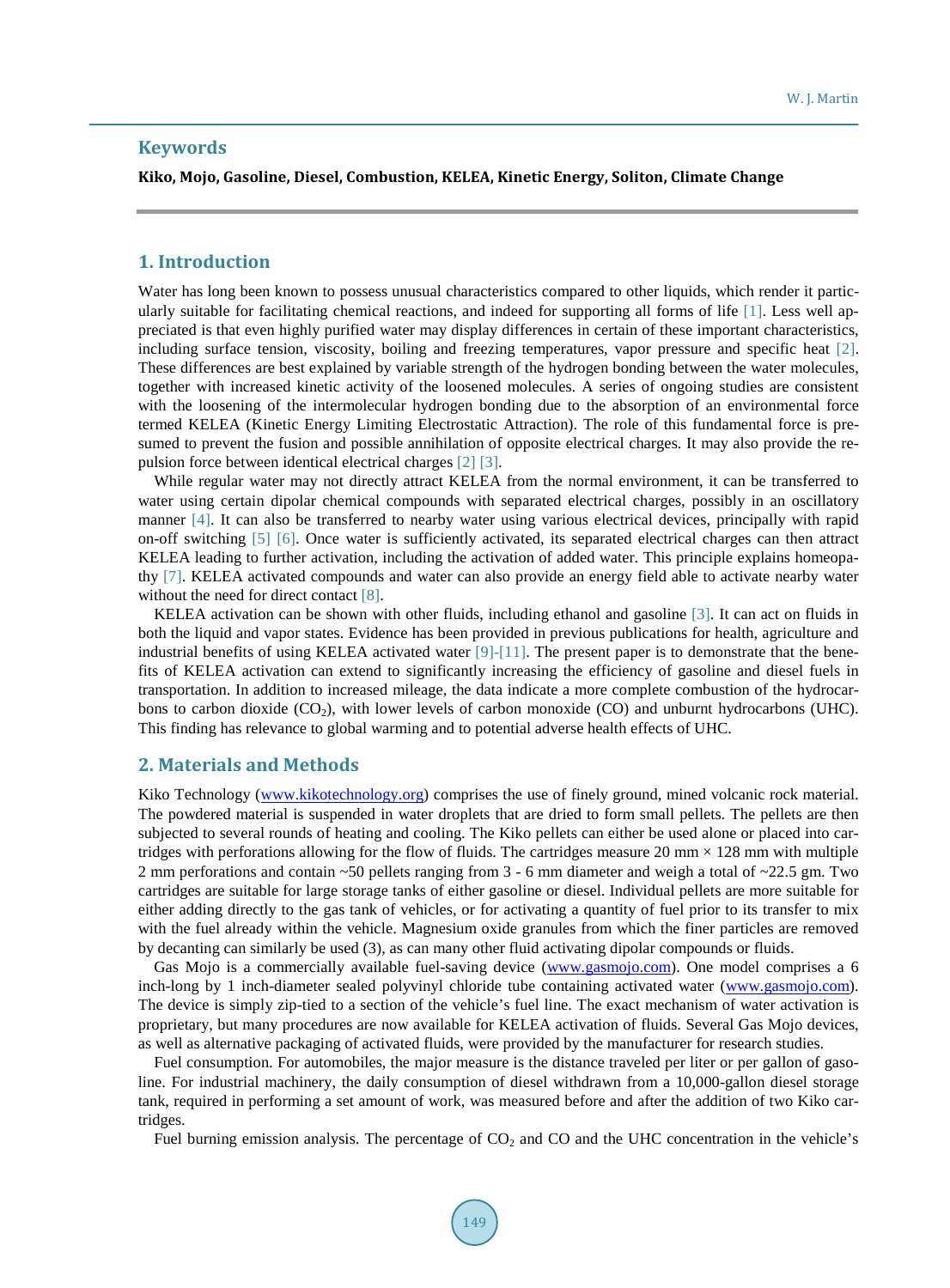## Keywords

**Kiko, Mojo, Gasoline, Diesel, Combustion, KELEA, Kinetic Energy, Soliton, Climate Change**

## 1. Introduction

Water has long been known to possess unusual characteristics compared to other liquids, which render it particularly suitable for facilitating chemical reactions, and indeed for supporting all forms of life [1]. Less well appreciated is that even highly purified water may display differences in certain of these important characteristics, including surface tension, viscosity, boiling and freezing temperatures, vapor pressure and specific heat [2]. These differences are best explained by variable strength of the hydrogen bonding between the water molecules, together with increased kinetic activity of the loosened molecules. A series of ongoing studies are consistent with the loosening of the intermolecular hydrogen bonding due to the absorption of an environmental force termed KELEA (Kinetic Energy Limiting Electrostatic Attraction). The role of this fundamental force is presumed to prevent the fusion and possible annihilation of opposite electrical charges. It may also provide the repulsion force between identical electrical charges [2] [3].

While regular water may not directly attract KELEA from the normal environment, it can be transferred to water using certain dipolar chemical compounds with separated electrical charges, possibly in an oscillatory manner [4]. It can also be transferred to nearby water using various electrical devices, principally with rapid on-off switching [5] [6]. Once water is sufficiently activated, its separated electrical charges can then attract KELEA leading to further activation, including the activation of added water. This principle explains homeopathy [7]. KELEA activated compounds and water can also provide an energy field able to activate nearby water without the need for direct contact [8].

KELEA activation can be shown with other fluids, including ethanol and gasoline [3]. It can act on fluids in both the liquid and vapor states. Evidence has been provided in previous publications for health, agriculture and industrial benefits of using KELEA activated water [9]-[11]. The present paper is to demonstrate that the benefits of KELEA activation can extend to significantly increasing the efficiency of gasoline and diesel fuels in transportation. In addition to increased mileage, the data indicate a more complete combustion of the hydrocarbons to carbon dioxide ($CO_2$), with lower levels of carbon monoxide (CO) and unburnt hydrocarbons (UHC). This finding has relevance to global warming and to potential adverse health effects of UHC.

## 2. Materials and Methods

Kiko Technology (www.kikotechnology.org) comprises the use of finely ground, mined volcanic rock material. The powdered material is suspended in water droplets that are dried to form small pellets. The pellets are then subjected to several rounds of heating and cooling. The Kiko pellets can either be used alone or placed into cartridges with perforations allowing for the flow of fluids. The cartridges measure 20 mm × 128 mm with multiple 2 mm perforations and contain ~50 pellets ranging from 3 - 6 mm diameter and weigh a total of ~22.5 gm. Two cartridges are suitable for large storage tanks of either gasoline or diesel. Individual pellets are more suitable for either adding directly to the gas tank of vehicles, or for activating a quantity of fuel prior to its transfer to mix with the fuel already within the vehicle. Magnesium oxide granules from which the finer particles are removed by decanting can similarly be used (3), as can many other fluid activating dipolar compounds or fluids.

Gas Mojo is a commercially available fuel-saving device (www.gasmojo.com). One model comprises a 6 inch-long by 1 inch-diameter sealed polyvinyl chloride tube containing activated water (www.gasmojo.com). The device is simply zip-tied to a section of the vehicle's fuel line. The exact mechanism of water activation is proprietary, but many procedures are now available for KELEA activation of fluids. Several Gas Mojo devices, as well as alternative packaging of activated fluids, were provided by the manufacturer for research studies.

Fuel consumption. For automobiles, the major measure is the distance traveled per liter or per gallon of gasoline. For industrial machinery, the daily consumption of diesel withdrawn from a 10,000-gallon diesel storage tank, required in performing a set amount of work, was measured before and after the addition of two Kiko cartridges.

Fuel burning emission analysis. The percentage of $CO_2$ and CO and the UHC concentration in the vehicle's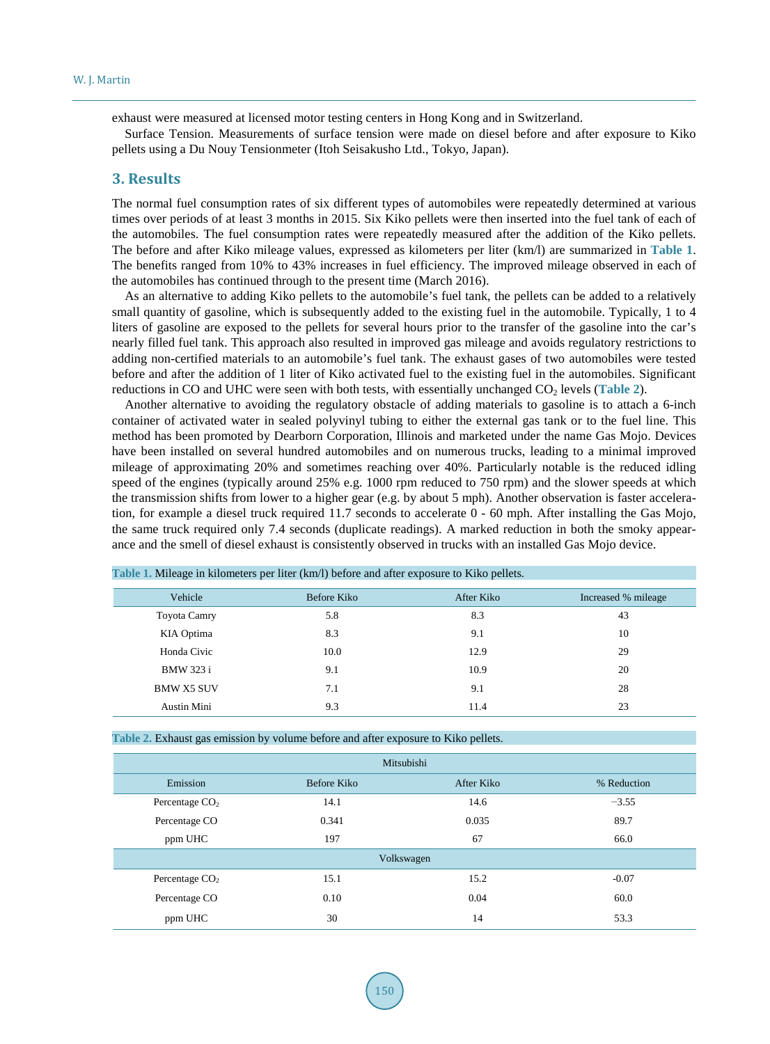exhaust were measured at licensed motor testing centers in Hong Kong and in Switzerland.

Surface Tension. Measurements of surface tension were made on diesel before and after exposure to Kiko pellets using a Du Nouy Tensionmeter (Itoh Seisakusho Ltd., Tokyo, Japan).

## 3. Results

The normal fuel consumption rates of six different types of automobiles were repeatedly determined at various times over periods of at least 3 months in 2015. Six Kiko pellets were then inserted into the fuel tank of each of the automobiles. The fuel consumption rates were repeatedly measured after the addition of the Kiko pellets. The before and after Kiko mileage values, expressed as kilometers per liter (km/l) are summarized in **Table 1**. The benefits ranged from 10% to 43% increases in fuel efficiency. The improved mileage observed in each of the automobiles has continued through to the present time (March 2016).

As an alternative to adding Kiko pellets to the automobile's fuel tank, the pellets can be added to a relatively small quantity of gasoline, which is subsequently added to the existing fuel in the automobile. Typically, 1 to 4 liters of gasoline are exposed to the pellets for several hours prior to the transfer of the gasoline into the car's nearly filled fuel tank. This approach also resulted in improved gas mileage and avoids regulatory restrictions to adding non-certified materials to an automobile's fuel tank. The exhaust gases of two automobiles were tested before and after the addition of 1 liter of Kiko activated fuel to the existing fuel in the automobiles. Significant reductions in CO and UHC were seen with both tests, with essentially unchanged $CO_2$ levels (**Table 2**).

Another alternative to avoiding the regulatory obstacle of adding materials to gasoline is to attach a 6-inch container of activated water in sealed polyvinyl tubing to either the external gas tank or to the fuel line. This method has been promoted by Dearborn Corporation, Illinois and marketed under the name Gas Mojo. Devices have been installed on several hundred automobiles and on numerous trucks, leading to a minimal improved mileage of approximately 20% and sometimes reaching over 40%. Particularly notable is the reduced idling speed of the engines (typically around 25% e.g. 1000 rpm reduced to 750 rpm) and the slower speeds at which the transmission shifts from lower to a higher gear (e.g. by about 5 mph). Another observation is faster acceleration, for example a diesel truck required 11.7 seconds to accelerate 0 - 60 mph. After installing the Gas Mojo, the same truck required only 7.4 seconds (duplicate readings). A marked reduction in both the smoky appearance and the smell of diesel exhaust is consistently observed in trucks with an installed Gas Mojo device.

**Table 1.** Mileage in kilometers per liter (km/l) before and after exposure to Kiko pellets.

| Vehicle | Before Kiko | After Kiko | Increased % mileage |
|---|---|---|---|
| Toyota Camry | 5.8 | 8.3 | 43 |
| KIA Optima | 8.3 | 9.1 | 10 |
| Honda Civic | 10.0 | 12.9 | 29 |
| BMW 323 i | 9.1 | 10.9 | 20 |
| BMW X5 SUV | 7.1 | 9.1 | 28 |
| Austin Mini | 9.3 | 11.4 | 23 |

**Table 2.** Exhaust gas emission by volume before and after exposure to Kiko pellets.

| Mitsubishi | | | |
|---|---|---|---|
| Emission | Before Kiko | After Kiko | % Reduction |
| Percentage $CO_2$ | 14.1 | 14.6 | −3.55 |
| Percentage CO | 0.341 | 0.035 | 89.7 |
| ppm UHC | 197 | 67 | 66.0 |
| Volkswagen | | | |
| Percentage $CO_2$ | 15.1 | 15.2 | -0.07 |
| Percentage CO | 0.10 | 0.04 | 60.0 |
| ppm UHC | 30 | 14 | 53.3 |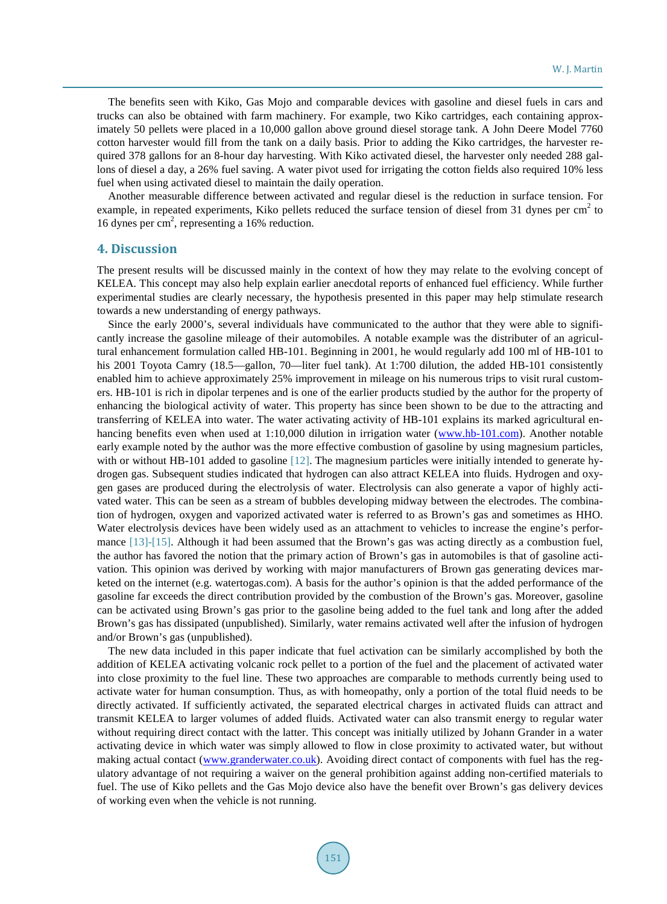The benefits seen with Kiko, Gas Mojo and comparable devices with gasoline and diesel fuels in cars and trucks can also be obtained with farm machinery. For example, two Kiko cartridges, each containing approximately 50 pellets were placed in a 10,000 gallon above ground diesel storage tank. A John Deere Model 7760 cotton harvester would fill from the tank on a daily basis. Prior to adding the Kiko cartridges, the harvester required 378 gallons for an 8-hour day harvesting. With Kiko activated diesel, the harvester only needed 288 gallons of diesel a day, a 26% fuel saving. A water pivot used for irrigating the cotton fields also required 10% less fuel when using activated diesel to maintain the daily operation.

Another measurable difference between activated and regular diesel is the reduction in surface tension. For example, in repeated experiments, Kiko pellets reduced the surface tension of diesel from 31 dynes per $cm^2$ to 16 dynes per $cm^2$, representing a 16% reduction.

## 4. Discussion

The present results will be discussed mainly in the context of how they may relate to the evolving concept of KELEA. This concept may also help explain earlier anecdotal reports of enhanced fuel efficiency. While further experimental studies are clearly necessary, the hypothesis presented in this paper may help stimulate research towards a new understanding of energy pathways.

Since the early 2000's, several individuals have communicated to the author that they were able to significantly increase the gasoline mileage of their automobiles. A notable example was the distributer of an agricultural enhancement formulation called HB-101. Beginning in 2001, he would regularly add 100 ml of HB-101 to his 2001 Toyota Camry (18.5—gallon, 70—liter fuel tank). At 1:700 dilution, the added HB-101 consistently enabled him to achieve approximately 25% improvement in mileage on his numerous trips to visit rural customers. HB-101 is rich in dipolar terpenes and is one of the earlier products studied by the author for the property of enhancing the biological activity of water. This property has since been shown to be due to the attracting and transferring of KELEA into water. The water activating activity of HB-101 explains its marked agricultural enhancing benefits even when used at 1:10,000 dilution in irrigation water (www.hb-101.com). Another notable early example noted by the author was the more effective combustion of gasoline by using magnesium particles, with or without HB-101 added to gasoline [12]. The magnesium particles were initially intended to generate hydrogen gas. Subsequent studies indicated that hydrogen can also attract KELEA into fluids. Hydrogen and oxygen gases are produced during the electrolysis of water. Electrolysis can also generate a vapor of highly activated water. This can be seen as a stream of bubbles developing midway between the electrodes. The combination of hydrogen, oxygen and vaporized activated water is referred to as Brown's gas and sometimes as HHO. Water electrolysis devices have been widely used as an attachment to vehicles to increase the engine's performance [13]-[15]. Although it had been assumed that the Brown's gas was acting directly as a combustion fuel, the author has favored the notion that the primary action of Brown's gas in automobiles is that of gasoline activation. This opinion was derived by working with major manufacturers of Brown gas generating devices marketed on the internet (e.g. watertogas.com). A basis for the author's opinion is that the added performance of the gasoline far exceeds the direct contribution provided by the combustion of the Brown's gas. Moreover, gasoline can be activated using Brown's gas prior to the gasoline being added to the fuel tank and long after the added Brown's gas has dissipated (unpublished). Similarly, water remains activated well after the infusion of hydrogen and/or Brown's gas (unpublished).

The new data included in this paper indicate that fuel activation can be similarly accomplished by both the addition of KELEA activating volcanic rock pellet to a portion of the fuel and the placement of activated water into close proximity to the fuel line. These two approaches are comparable to methods currently being used to activate water for human consumption. Thus, as with homeopathy, only a portion of the total fluid needs to be directly activated. If sufficiently activated, the separated electrical charges in activated fluids can attract and transmit KELEA to larger volumes of added fluids. Activated water can also transmit energy to regular water without requiring direct contact with the latter. This concept was initially utilized by Johann Grander in a water activating device in which water was simply allowed to flow in close proximity to activated water, but without making actual contact (www.granderwater.co.uk). Avoiding direct contact of components with fuel has the regulatory advantage of not requiring a waiver on the general prohibition against adding non-certified materials to fuel. The use of Kiko pellets and the Gas Mojo device also have the benefit over Brown's gas delivery devices of working even when the vehicle is not running.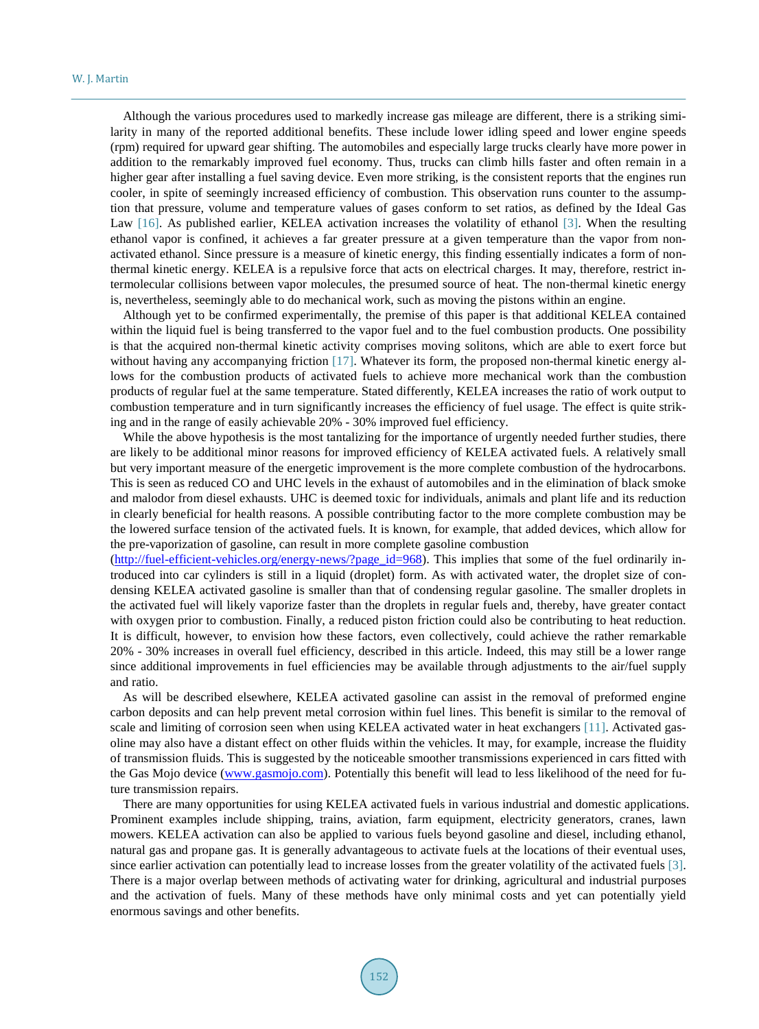Although the various procedures used to markedly increase gas mileage are different, there is a striking similarity in many of the reported additional benefits. These include lower idling speed and lower engine speeds (rpm) required for upward gear shifting. The automobiles and especially large trucks clearly have more power in addition to the remarkably improved fuel economy. Thus, trucks can climb hills faster and often remain in a higher gear after installing a fuel saving device. Even more striking, is the consistent reports that the engines run cooler, in spite of seemingly increased efficiency of combustion. This observation runs counter to the assumption that pressure, volume and temperature values of gases conform to set ratios, as defined by the Ideal Gas Law [16]. As published earlier, KELEA activation increases the volatility of ethanol [3]. When the resulting ethanol vapor is confined, it achieves a far greater pressure at a given temperature than the vapor from non-activated ethanol. Since pressure is a measure of kinetic energy, this finding essentially indicates a form of non-thermal kinetic energy. KELEA is a repulsive force that acts on electrical charges. It may, therefore, restrict intermolecular collisions between vapor molecules, the presumed source of heat. The non-thermal kinetic energy is, nevertheless, seemingly able to do mechanical work, such as moving the pistons within an engine.

Although yet to be confirmed experimentally, the premise of this paper is that additional KELEA contained within the liquid fuel is being transferred to the vapor fuel and to the fuel combustion products. One possibility is that the acquired non-thermal kinetic activity comprises moving solitons, which are able to exert force but without having any accompanying friction [17]. Whatever its form, the proposed non-thermal kinetic energy allows for the combustion products of activated fuels to achieve more mechanical work than the combustion products of regular fuel at the same temperature. Stated differently, KELEA increases the ratio of work output to combustion temperature and in turn significantly increases the efficiency of fuel usage. The effect is quite striking and in the range of easily achievable 20% - 30% improved fuel efficiency.

While the above hypothesis is the most tantalizing for the importance of urgently needed further studies, there are likely to be additional minor reasons for improved efficiency of KELEA activated fuels. A relatively small but very important measure of the energetic improvement is the more complete combustion of the hydrocarbons. This is seen as reduced CO and UHC levels in the exhaust of automobiles and in the elimination of black smoke and malodor from diesel exhausts. UHC is deemed toxic for individuals, animals and plant life and its reduction in clearly beneficial for health reasons. A possible contributing factor to the more complete combustion may be the lowered surface tension of the activated fuels. It is known, for example, that added devices, which allow for the pre-vaporization of gasoline, can result in more complete gasoline combustion (http://fuel-efficient-vehicles.org/energy-news/?page_id=968). This implies that some of the fuel ordinarily introduced into car cylinders is still in a liquid (droplet) form. As with activated water, the droplet size of condensing KELEA activated gasoline is smaller than that of condensing regular gasoline. The smaller droplets in the activated fuel will likely vaporize faster than the droplets in regular fuels and, thereby, have greater contact with oxygen prior to combustion. Finally, a reduced piston friction could also be contributing to heat reduction. It is difficult, however, to envision how these factors, even collectively, could achieve the rather remarkable 20% - 30% increases in overall fuel efficiency, described in this article. Indeed, this may still be a lower range since additional improvements in fuel efficiencies may be available through adjustments to the air/fuel supply and ratio.

As will be described elsewhere, KELEA activated gasoline can assist in the removal of preformed engine carbon deposits and can help prevent metal corrosion within fuel lines. This benefit is similar to the removal of scale and limiting of corrosion seen when using KELEA activated water in heat exchangers [11]. Activated gasoline may also have a distant effect on other fluids within the vehicles. It may, for example, increase the fluidity of transmission fluids. This is suggested by the noticeable smoother transmissions experienced in cars fitted with the Gas Mojo device (www.gasmojo.com). Potentially this benefit will lead to less likelihood of the need for future transmission repairs.

There are many opportunities for using KELEA activated fuels in various industrial and domestic applications. Prominent examples include shipping, trains, aviation, farm equipment, electricity generators, cranes, lawn mowers. KELEA activation can also be applied to various fuels beyond gasoline and diesel, including ethanol, natural gas and propane gas. It is generally advantageous to activate fuels at the locations of their eventual uses, since earlier activation can potentially lead to increase losses from the greater volatility of the activated fuels [3]. There is a major overlap between methods of activating water for drinking, agricultural and industrial purposes and the activation of fuels. Many of these methods have only minimal costs and yet can potentially yield enormous savings and other benefits.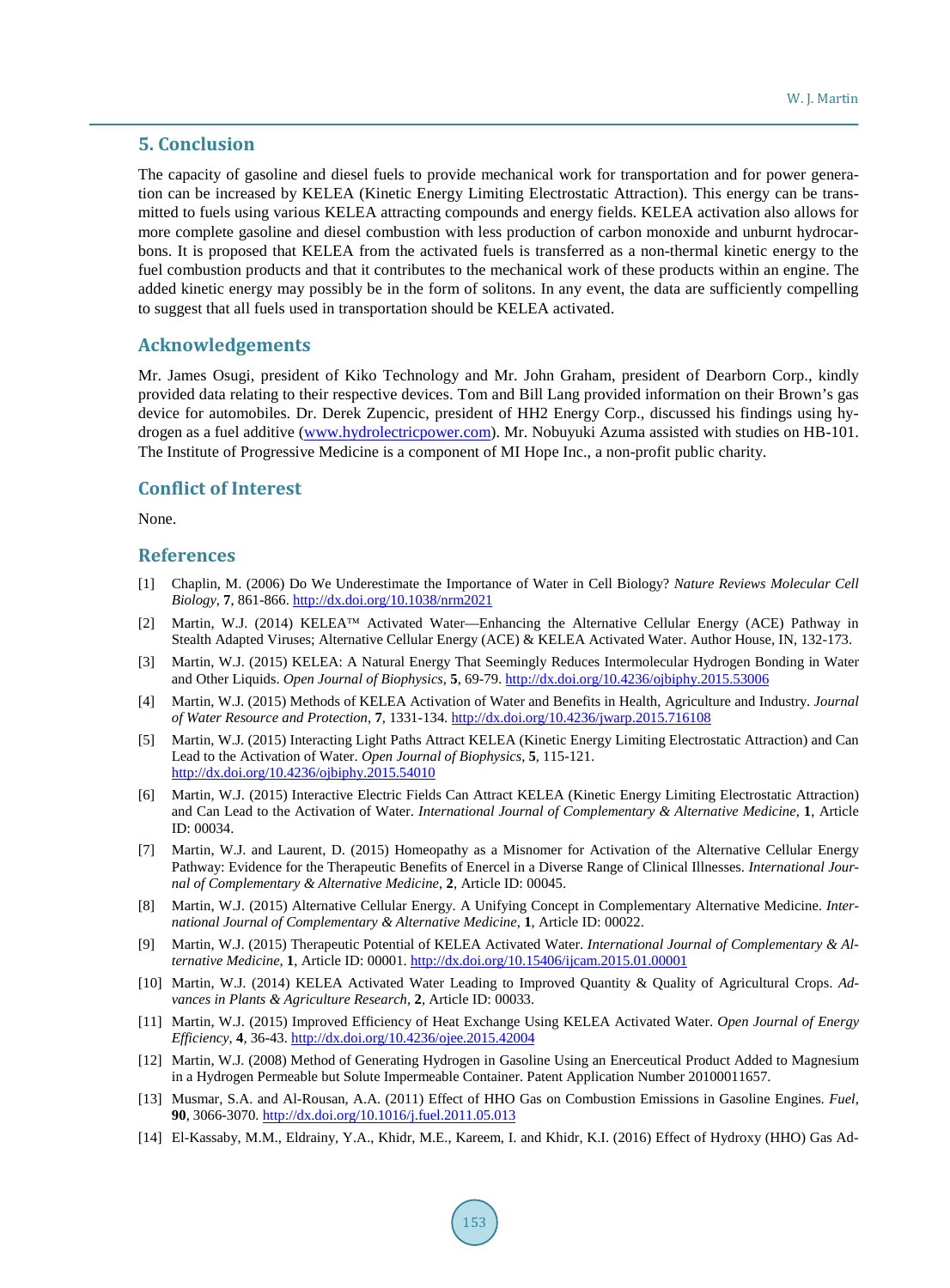## 5. Conclusion

The capacity of gasoline and diesel fuels to provide mechanical work for transportation and for power generation can be increased by KELEA (Kinetic Energy Limiting Electrostatic Attraction). This energy can be transmitted to fuels using various KELEA attracting compounds and energy fields. KELEA activation also allows for more complete gasoline and diesel combustion with less production of carbon monoxide and unburnt hydrocarbons. It is proposed that KELEA from the activated fuels is transferred as a non-thermal kinetic energy to the fuel combustion products and that it contributes to the mechanical work of these products within an engine. The added kinetic energy may possibly be in the form of solitons. In any event, the data are sufficiently compelling to suggest that all fuels used in transportation should be KELEA activated.

## Acknowledgements

Mr. James Osugi, president of Kiko Technology and Mr. John Graham, president of Dearborn Corp., kindly provided data relating to their respective devices. Tom and Bill Lang provided information on their Brown's gas device for automobiles. Dr. Derek Zupencic, president of HH2 Energy Corp., discussed his findings using hydrogen as a fuel additive (www.hydrolectricpower.com). Mr. Nobuyuki Azuma assisted with studies on HB-101. The Institute of Progressive Medicine is a component of MI Hope Inc., a non-profit public charity.

## Conflict of Interest

None.

## References

[1] Chaplin, M. (2006) Do We Underestimate the Importance of Water in Cell Biology? *Nature Reviews Molecular Cell Biology*, **7**, 861-866. http://dx.doi.org/10.1038/nrm2021

[2] Martin, W.J. (2014) KELEA™ Activated Water—Enhancing the Alternative Cellular Energy (ACE) Pathway in Stealth Adapted Viruses; Alternative Cellular Energy (ACE) & KELEA Activated Water. Author House, IN, 132-173.

[3] Martin, W.J. (2015) KELEA: A Natural Energy That Seemingly Reduces Intermolecular Hydrogen Bonding in Water and Other Liquids. *Open Journal of Biophysics*, **5**, 69-79. http://dx.doi.org/10.4236/ojbiphy.2015.53006

[4] Martin, W.J. (2015) Methods of KELEA Activation of Water and Benefits in Health, Agriculture and Industry. *Journal of Water Resource and Protection*, **7**, 1331-134. http://dx.doi.org/10.4236/jwarp.2015.716108

[5] Martin, W.J. (2015) Interacting Light Paths Attract KELEA (Kinetic Energy Limiting Electrostatic Attraction) and Can Lead to the Activation of Water. *Open Journal of Biophysics*, **5**, 115-121. http://dx.doi.org/10.4236/ojbiphy.2015.54010

[6] Martin, W.J. (2015) Interactive Electric Fields Can Attract KELEA (Kinetic Energy Limiting Electrostatic Attraction) and Can Lead to the Activation of Water. *International Journal of Complementary & Alternative Medicine*, **1**, Article ID: 00034.

[7] Martin, W.J. and Laurent, D. (2015) Homeopathy as a Misnomer for Activation of the Alternative Cellular Energy Pathway: Evidence for the Therapeutic Benefits of Enercel in a Diverse Range of Clinical Illnesses. *International Journal of Complementary & Alternative Medicine*, **2**, Article ID: 00045.

[8] Martin, W.J. (2015) Alternative Cellular Energy. A Unifying Concept in Complementary Alternative Medicine. *International Journal of Complementary & Alternative Medicine*, **1**, Article ID: 00022.

[9] Martin, W.J. (2015) Therapeutic Potential of KELEA Activated Water. *International Journal of Complementary & Alternative Medicine*, **1**, Article ID: 00001. http://dx.doi.org/10.15406/ijcam.2015.01.00001

[10] Martin, W.J. (2014) KELEA Activated Water Leading to Improved Quantity & Quality of Agricultural Crops. *Advances in Plants & Agriculture Research*, **2**, Article ID: 00033.

[11] Martin, W.J. (2015) Improved Efficiency of Heat Exchange Using KELEA Activated Water. *Open Journal of Energy Efficiency*, **4**, 36-43. http://dx.doi.org/10.4236/ojee.2015.42004

[12] Martin, W.J. (2008) Method of Generating Hydrogen in Gasoline Using an Enerceutical Product Added to Magnesium in a Hydrogen Permeable but Solute Impermeable Container. Patent Application Number 20100011657.

[13] Musmar, S.A. and Al-Rousan, A.A. (2011) Effect of HHO Gas on Combustion Emissions in Gasoline Engines. *Fuel*, **90**, 3066-3070. http://dx.doi.org/10.1016/j.fuel.2011.05.013

[14] El-Kassaby, M.M., Eldrainy, Y.A., Khidr, M.E., Kareem, I. and Khidr, K.I. (2016) Effect of Hydroxy (HHO) Gas Ad-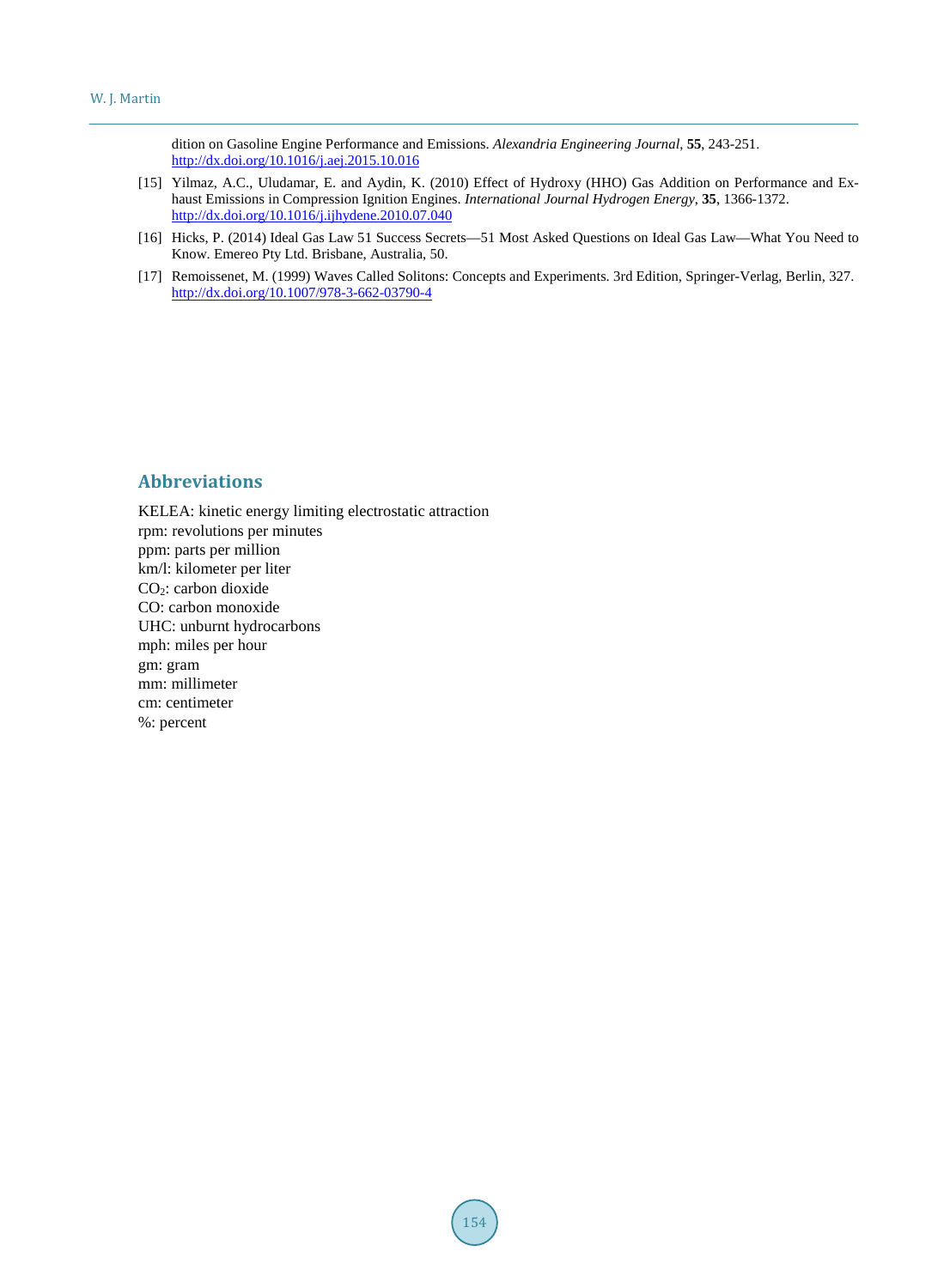dition on Gasoline Engine Performance and Emissions. *Alexandria Engineering Journal*, **55**, 243-251. http://dx.doi.org/10.1016/j.aej.2015.10.016

[15] Yilmaz, A.C., Uludamar, E. and Aydin, K. (2010) Effect of Hydroxy (HHO) Gas Addition on Performance and Exhaust Emissions in Compression Ignition Engines. *International Journal Hydrogen Energy*, **35**, 1366-1372. http://dx.doi.org/10.1016/j.ijhydene.2010.07.040

[16] Hicks, P. (2014) Ideal Gas Law 51 Success Secrets—51 Most Asked Questions on Ideal Gas Law—What You Need to Know. Emereo Pty Ltd. Brisbane, Australia, 50.

[17] Remoissenet, M. (1999) Waves Called Solitons: Concepts and Experiments. 3rd Edition, Springer-Verlag, Berlin, 327. http://dx.doi.org/10.1007/978-3-662-03790-4

## Abbreviations

KELEA: kinetic energy limiting electrostatic attraction
rpm: revolutions per minutes
ppm: parts per million
km/l: kilometer per liter
$CO_2$: carbon dioxide
CO: carbon monoxide
UHC: unburnt hydrocarbons
mph: miles per hour
gm: gram
mm: millimeter
cm: centimeter
%: percent